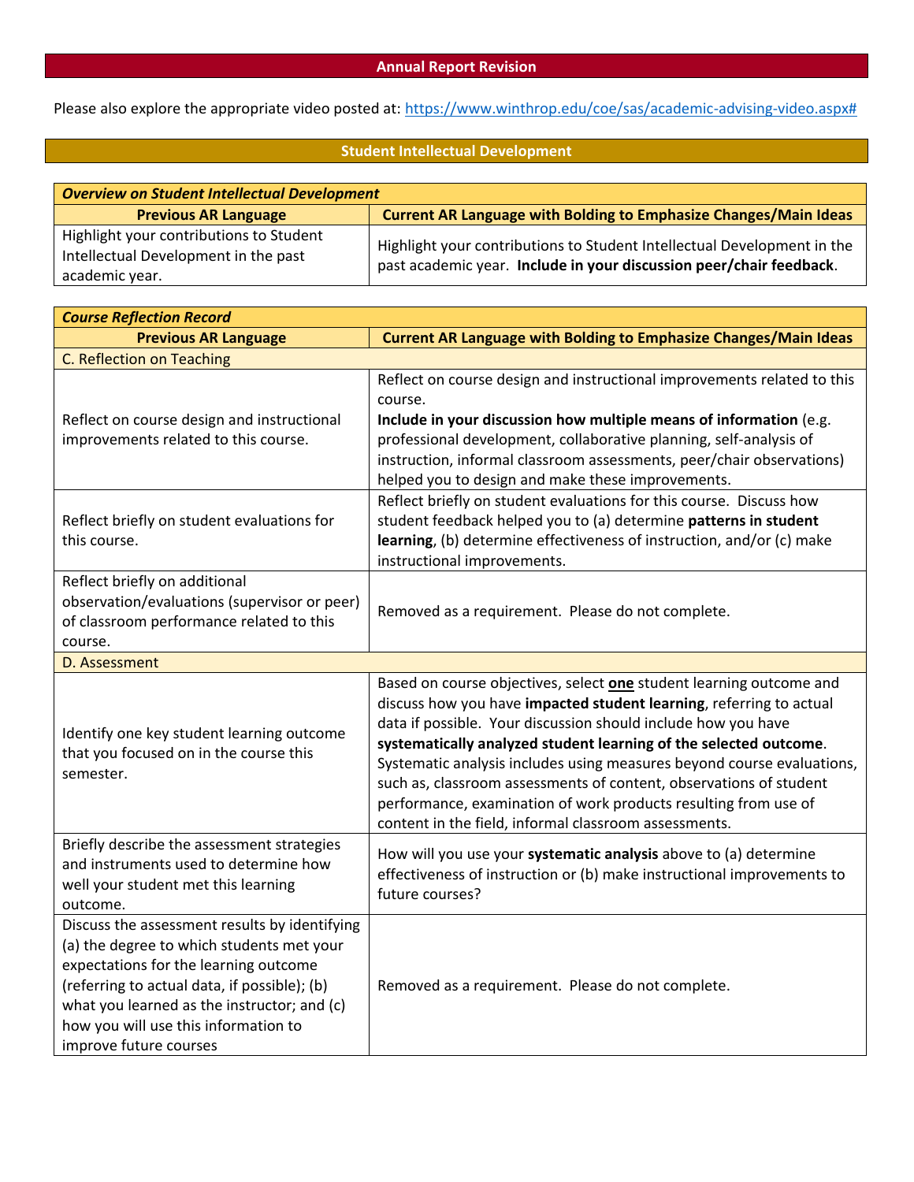## Annual Report Revision

Please also explore the appropriate video posted at: [https://www.winthrop.edu/coe/sas/academic-advising-video.aspx#](https://www.winthrop.edu/coe/sas/academic-advising-video.aspx#)

## Student Intellectual Development

| *Overview on Student Intellectual Development* | |
|---|---|
| **Previous AR Language** | **Current AR Language with Bolding to Emphasize Changes/Main Ideas** |
| Highlight your contributions to Student Intellectual Development in the past academic year. | Highlight your contributions to Student Intellectual Development in the past academic year. **Include in your discussion peer/chair feedback**. |

| *Course Reflection Record* | |
|---|---|
| **Previous AR Language** | **Current AR Language with Bolding to Emphasize Changes/Main Ideas** |
| C. Reflection on Teaching | |
| Reflect on course design and instructional improvements related to this course. | Reflect on course design and instructional improvements related to this course. **Include in your discussion how multiple means of information** (e.g. professional development, collaborative planning, self-analysis of instruction, informal classroom assessments, peer/chair observations) helped you to design and make these improvements. |
| Reflect briefly on student evaluations for this course. | Reflect briefly on student evaluations for this course. Discuss how student feedback helped you to (a) determine **patterns in student learning**, (b) determine effectiveness of instruction, and/or (c) make instructional improvements. |
| Reflect briefly on additional observation/evaluations (supervisor or peer) of classroom performance related to this course. | Removed as a requirement. Please do not complete. |
| D. Assessment | |
| Identify one key student learning outcome that you focused on in the course this semester. | Based on course objectives, select **one** student learning outcome and discuss how you have **impacted student learning**, referring to actual data if possible. Your discussion should include how you have **systematically analyzed student learning of the selected outcome**. Systematic analysis includes using measures beyond course evaluations, such as, classroom assessments of content, observations of student performance, examination of work products resulting from use of content in the field, informal classroom assessments. |
| Briefly describe the assessment strategies and instruments used to determine how well your student met this learning outcome. | How will you use your **systematic analysis** above to (a) determine effectiveness of instruction or (b) make instructional improvements to future courses? |
| Discuss the assessment results by identifying (a) the degree to which students met your expectations for the learning outcome (referring to actual data, if possible); (b) what you learned as the instructor; and (c) how you will use this information to improve future courses | Removed as a requirement. Please do not complete. |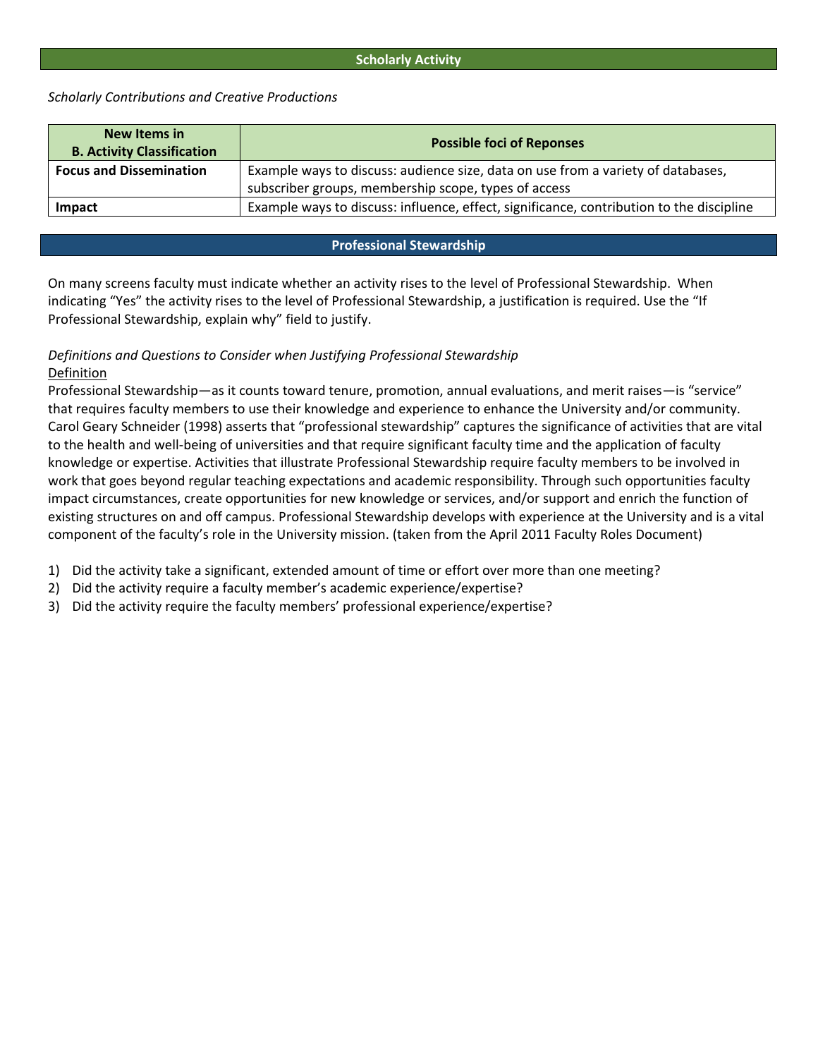## Scholarly Activity

*Scholarly Contributions and Creative Productions*

| New Items in B. Activity Classification | Possible foci of Reponses |
|---|---|
| **Focus and Dissemination** | Example ways to discuss: audience size, data on use from a variety of databases, subscriber groups, membership scope, types of access |
| **Impact** | Example ways to discuss: influence, effect, significance, contribution to the discipline |

## Professional Stewardship

On many screens faculty must indicate whether an activity rises to the level of Professional Stewardship. When indicating "Yes" the activity rises to the level of Professional Stewardship, a justification is required. Use the "If Professional Stewardship, explain why" field to justify.

*Definitions and Questions to Consider when Justifying Professional Stewardship*

<u>Definition</u>

Professional Stewardship—as it counts toward tenure, promotion, annual evaluations, and merit raises—is "service" that requires faculty members to use their knowledge and experience to enhance the University and/or community. Carol Geary Schneider (1998) asserts that "professional stewardship" captures the significance of activities that are vital to the health and well-being of universities and that require significant faculty time and the application of faculty knowledge or expertise. Activities that illustrate Professional Stewardship require faculty members to be involved in work that goes beyond regular teaching expectations and academic responsibility. Through such opportunities faculty impact circumstances, create opportunities for new knowledge or services, and/or support and enrich the function of existing structures on and off campus. Professional Stewardship develops with experience at the University and is a vital component of the faculty's role in the University mission. (taken from the April 2011 Faculty Roles Document)

1) Did the activity take a significant, extended amount of time or effort over more than one meeting?
2) Did the activity require a faculty member's academic experience/expertise?
3) Did the activity require the faculty members' professional experience/expertise?